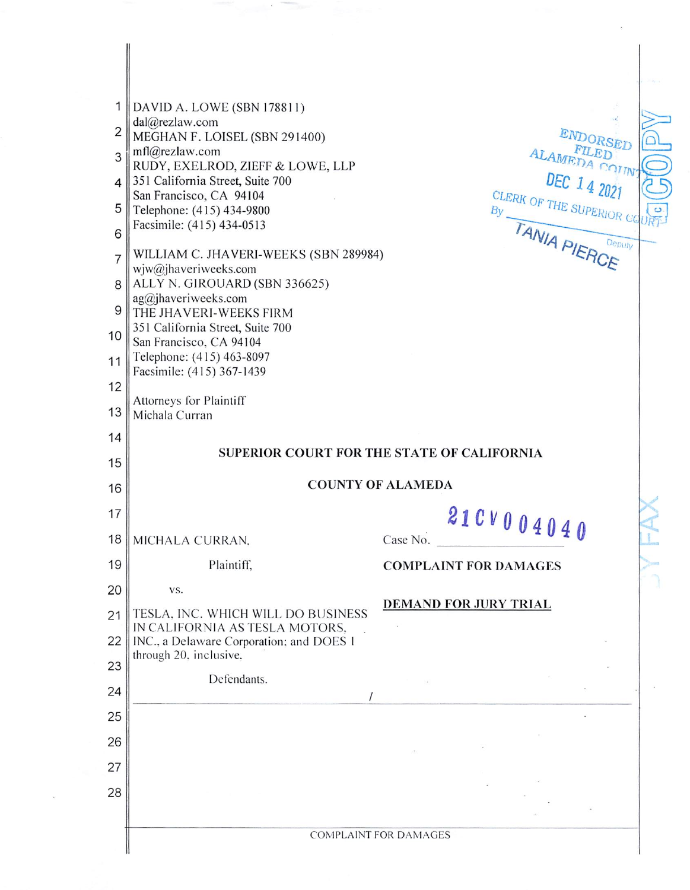DAVID A. LOWE (SBN 178811)
dal@rezlaw.com
MEGHAN F. LOISEL (SBN 291400)
mfl@rezlaw.com
RUDY, EXELROD, ZIEFF & LOWE, LLP
351 California Street, Suite 700
San Francisco, CA 94104
Telephone: (415) 434-9800
Facsimile: (415) 434-0513

WILLIAM C. JHAVERI-WEEKS (SBN 289984)
wjw@jhaveriweeks.com
ALLY N. GIROUARD (SBN 336625)
ag@jhaveriweeks.com
THE JHAVERI-WEEKS FIRM
351 California Street, Suite 700
San Francisco, CA 94104
Telephone: (415) 463-8097
Facsimile: (415) 367-1439

Attorneys for Plaintiff
Michala Curran

ENDORSED FILED ALAMEDA COUNTY
DEC 14 2021
CLERK OF THE SUPERIOR COURT
By TANIA PIERCE Deputy

**SUPERIOR COURT FOR THE STATE OF CALIFORNIA**

**COUNTY OF ALAMEDA**

MICHALA CURRAN,

Plaintiff,

vs.

TESLA, INC. WHICH WILL DO BUSINESS IN CALIFORNIA AS TESLA MOTORS, INC., a Delaware Corporation; and DOES 1 through 20, inclusive,

Defendants.

Case No. 21CV004040

**COMPLAINT FOR DAMAGES**

**DEMAND FOR JURY TRIAL**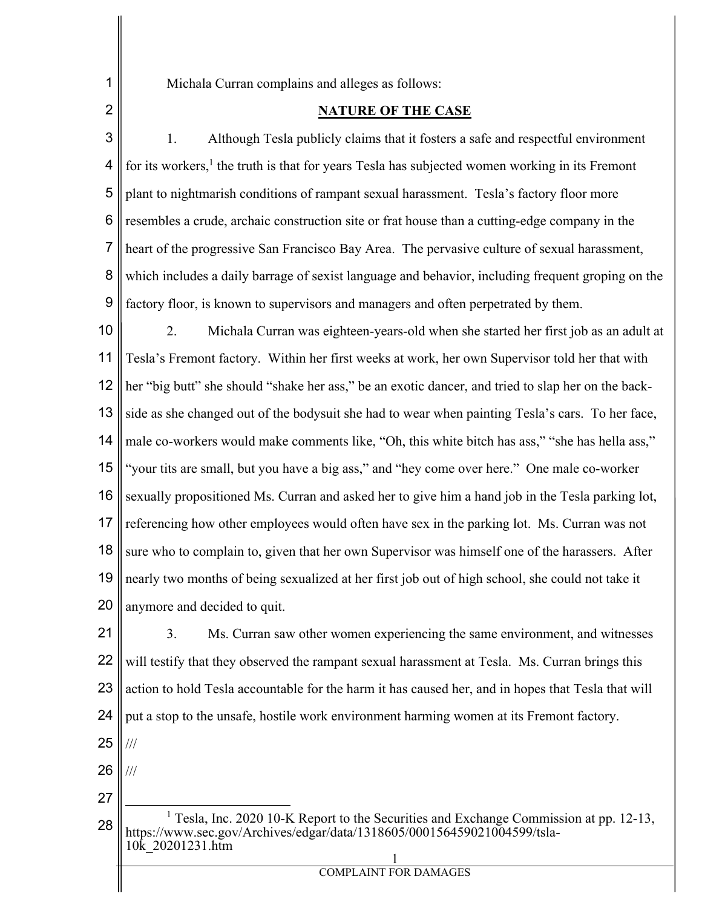Michala Curran complains and alleges as follows:

## NATURE OF THE CASE

1. Although Tesla publicly claims that it fosters a safe and respectful environment for its workers,[1] the truth is that for years Tesla has subjected women working in its Fremont plant to nightmarish conditions of rampant sexual harassment. Tesla's factory floor more resembles a crude, archaic construction site or frat house than a cutting-edge company in the heart of the progressive San Francisco Bay Area. The pervasive culture of sexual harassment, which includes a daily barrage of sexist language and behavior, including frequent groping on the factory floor, is known to supervisors and managers and often perpetrated by them.

2. Michala Curran was eighteen-years-old when she started her first job as an adult at Tesla's Fremont factory. Within her first weeks at work, her own Supervisor told her that with her "big butt" she should "shake her ass," be an exotic dancer, and tried to slap her on the backside as she changed out of the bodysuit she had to wear when painting Tesla's cars. To her face, male co-workers would make comments like, "Oh, this white bitch has ass," "she has hella ass," "your tits are small, but you have a big ass," and "hey come over here." One male co-worker sexually propositioned Ms. Curran and asked her to give him a hand job in the Tesla parking lot, referencing how other employees would often have sex in the parking lot. Ms. Curran was not sure who to complain to, given that her own Supervisor was himself one of the harassers. After nearly two months of being sexualized at her first job out of high school, she could not take it anymore and decided to quit.

3. Ms. Curran saw other women experiencing the same environment, and witnesses will testify that they observed the rampant sexual harassment at Tesla. Ms. Curran brings this action to hold Tesla accountable for the harm it has caused her, and in hopes that Tesla that will put a stop to the unsafe, hostile work environment harming women at its Fremont factory.

///

///

---

[1] Tesla, Inc. 2020 10-K Report to the Securities and Exchange Commission at pp. 12-13, https://www.sec.gov/Archives/edgar/data/1318605/000156459021004599/tsla-10k_20201231.htm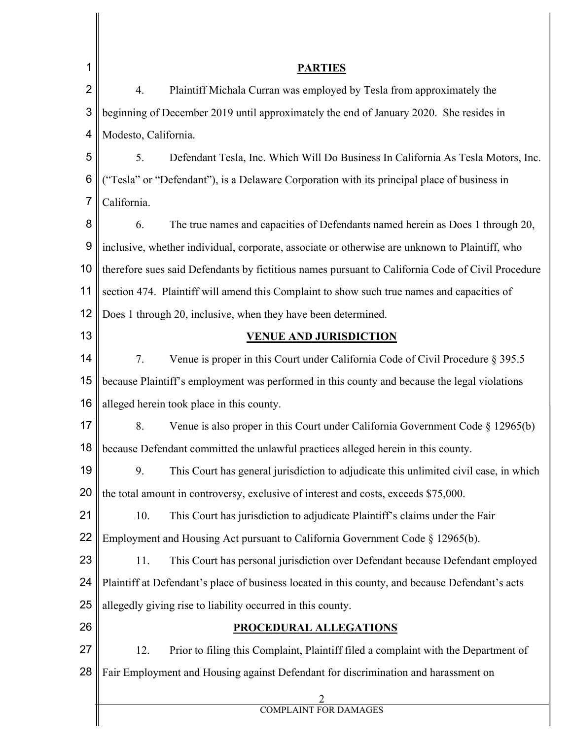## PARTIES

4. Plaintiff Michala Curran was employed by Tesla from approximately the beginning of December 2019 until approximately the end of January 2020. She resides in Modesto, California.

5. Defendant Tesla, Inc. Which Will Do Business In California As Tesla Motors, Inc. ("Tesla" or "Defendant"), is a Delaware Corporation with its principal place of business in California.

6. The true names and capacities of Defendants named herein as Does 1 through 20, inclusive, whether individual, corporate, associate or otherwise are unknown to Plaintiff, who therefore sues said Defendants by fictitious names pursuant to California Code of Civil Procedure section 474. Plaintiff will amend this Complaint to show such true names and capacities of Does 1 through 20, inclusive, when they have been determined.

## VENUE AND JURISDICTION

7. Venue is proper in this Court under California Code of Civil Procedure § 395.5 because Plaintiff's employment was performed in this county and because the legal violations alleged herein took place in this county.

8. Venue is also proper in this Court under California Government Code § 12965(b) because Defendant committed the unlawful practices alleged herein in this county.

9. This Court has general jurisdiction to adjudicate this unlimited civil case, in which the total amount in controversy, exclusive of interest and costs, exceeds $75,000.

10. This Court has jurisdiction to adjudicate Plaintiff's claims under the Fair Employment and Housing Act pursuant to California Government Code § 12965(b).

11. This Court has personal jurisdiction over Defendant because Defendant employed Plaintiff at Defendant's place of business located in this county, and because Defendant's acts allegedly giving rise to liability occurred in this county.

## PROCEDURAL ALLEGATIONS

12. Prior to filing this Complaint, Plaintiff filed a complaint with the Department of Fair Employment and Housing against Defendant for discrimination and harassment on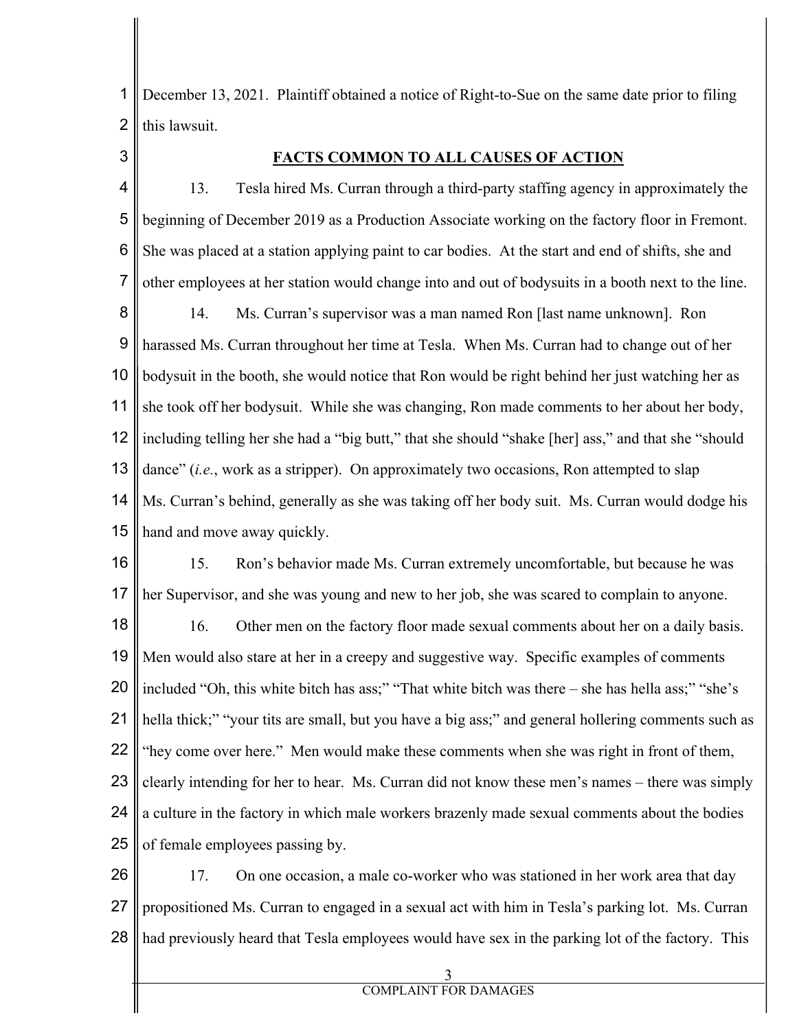December 13, 2021. Plaintiff obtained a notice of Right-to-Sue on the same date prior to filing this lawsuit.

**FACTS COMMON TO ALL CAUSES OF ACTION**

13. Tesla hired Ms. Curran through a third-party staffing agency in approximately the beginning of December 2019 as a Production Associate working on the factory floor in Fremont. She was placed at a station applying paint to car bodies. At the start and end of shifts, she and other employees at her station would change into and out of bodysuits in a booth next to the line.

14. Ms. Curran's supervisor was a man named Ron [last name unknown]. Ron harassed Ms. Curran throughout her time at Tesla. When Ms. Curran had to change out of her bodysuit in the booth, she would notice that Ron would be right behind her just watching her as she took off her bodysuit. While she was changing, Ron made comments to her about her body, including telling her she had a "big butt," that she should "shake [her] ass," and that she "should dance" (*i.e.*, work as a stripper). On approximately two occasions, Ron attempted to slap Ms. Curran's behind, generally as she was taking off her body suit. Ms. Curran would dodge his hand and move away quickly.

15. Ron's behavior made Ms. Curran extremely uncomfortable, but because he was her Supervisor, and she was young and new to her job, she was scared to complain to anyone.

16. Other men on the factory floor made sexual comments about her on a daily basis. Men would also stare at her in a creepy and suggestive way. Specific examples of comments included "Oh, this white bitch has ass;" "That white bitch was there – she has hella ass;" "she's hella thick;" "your tits are small, but you have a big ass;" and general hollering comments such as "hey come over here." Men would make these comments when she was right in front of them, clearly intending for her to hear. Ms. Curran did not know these men's names – there was simply a culture in the factory in which male workers brazenly made sexual comments about the bodies of female employees passing by.

17. On one occasion, a male co-worker who was stationed in her work area that day propositioned Ms. Curran to engaged in a sexual act with him in Tesla's parking lot. Ms. Curran had previously heard that Tesla employees would have sex in the parking lot of the factory. This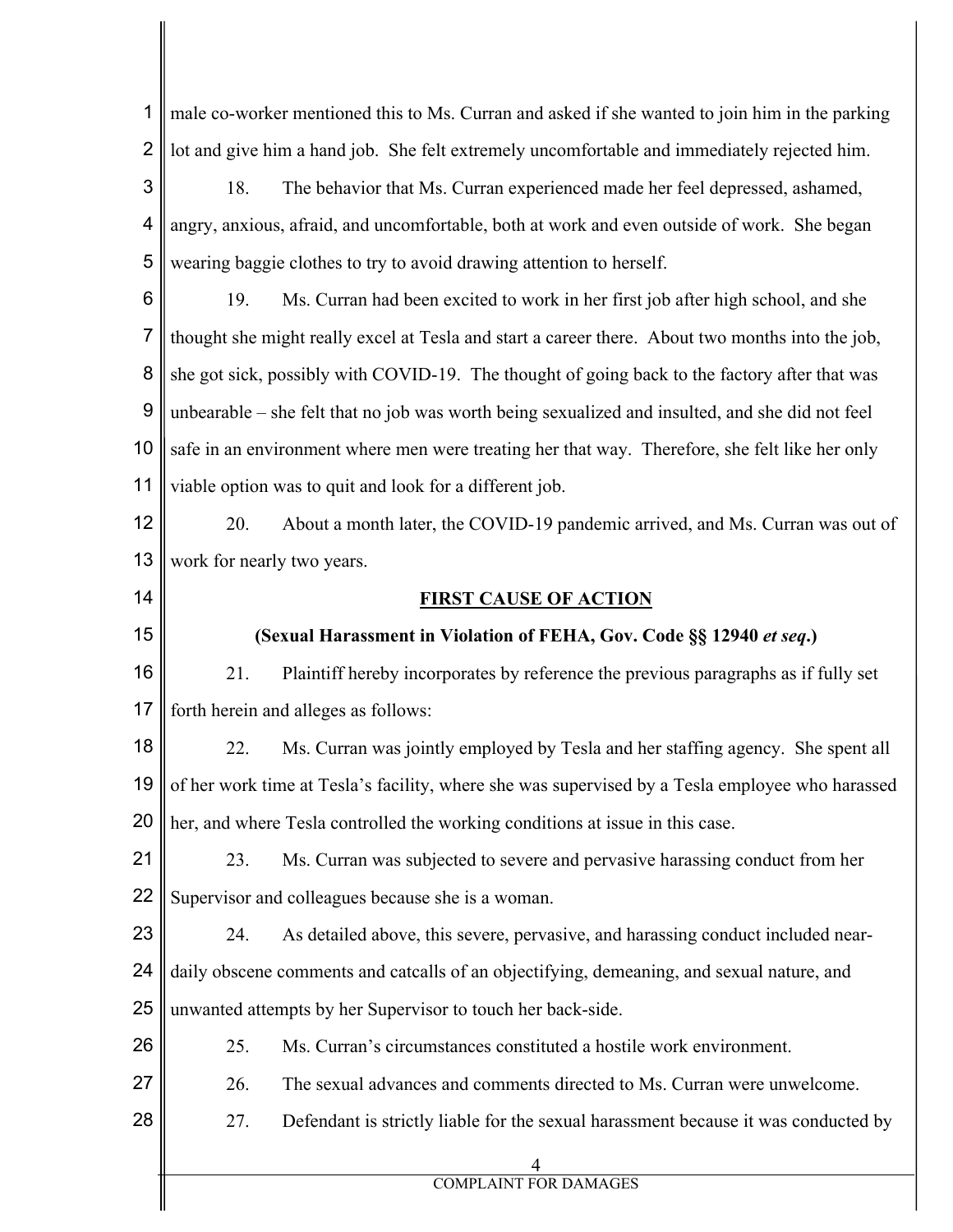male co-worker mentioned this to Ms. Curran and asked if she wanted to join him in the parking lot and give him a hand job. She felt extremely uncomfortable and immediately rejected him.

18. The behavior that Ms. Curran experienced made her feel depressed, ashamed, angry, anxious, afraid, and uncomfortable, both at work and even outside of work. She began wearing baggie clothes to try to avoid drawing attention to herself.

19. Ms. Curran had been excited to work in her first job after high school, and she thought she might really excel at Tesla and start a career there. About two months into the job, she got sick, possibly with COVID-19. The thought of going back to the factory after that was unbearable – she felt that no job was worth being sexualized and insulted, and she did not feel safe in an environment where men were treating her that way. Therefore, she felt like her only viable option was to quit and look for a different job.

20. About a month later, the COVID-19 pandemic arrived, and Ms. Curran was out of work for nearly two years.

## FIRST CAUSE OF ACTION

**(Sexual Harassment in Violation of FEHA, Gov. Code §§ 12940 *et seq.*)**

21. Plaintiff hereby incorporates by reference the previous paragraphs as if fully set forth herein and alleges as follows:

22. Ms. Curran was jointly employed by Tesla and her staffing agency. She spent all of her work time at Tesla's facility, where she was supervised by a Tesla employee who harassed her, and where Tesla controlled the working conditions at issue in this case.

23. Ms. Curran was subjected to severe and pervasive harassing conduct from her Supervisor and colleagues because she is a woman.

24. As detailed above, this severe, pervasive, and harassing conduct included near-daily obscene comments and catcalls of an objectifying, demeaning, and sexual nature, and unwanted attempts by her Supervisor to touch her back-side.

25. Ms. Curran's circumstances constituted a hostile work environment.

26. The sexual advances and comments directed to Ms. Curran were unwelcome.

27. Defendant is strictly liable for the sexual harassment because it was conducted by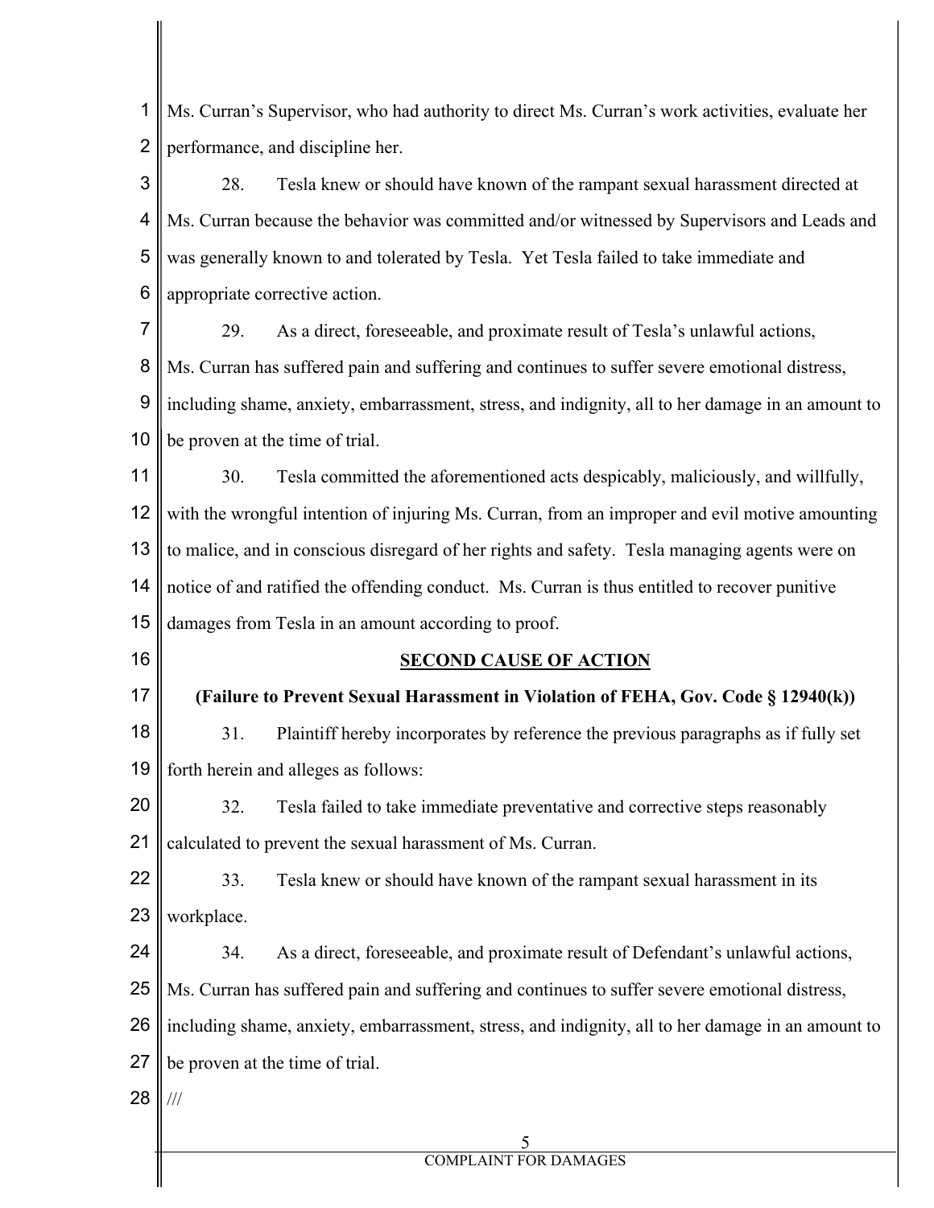Ms. Curran's Supervisor, who had authority to direct Ms. Curran's work activities, evaluate her performance, and discipline her.

28. Tesla knew or should have known of the rampant sexual harassment directed at Ms. Curran because the behavior was committed and/or witnessed by Supervisors and Leads and was generally known to and tolerated by Tesla. Yet Tesla failed to take immediate and appropriate corrective action.

29. As a direct, foreseeable, and proximate result of Tesla's unlawful actions, Ms. Curran has suffered pain and suffering and continues to suffer severe emotional distress, including shame, anxiety, embarrassment, stress, and indignity, all to her damage in an amount to be proven at the time of trial.

30. Tesla committed the aforementioned acts despicably, maliciously, and willfully, with the wrongful intention of injuring Ms. Curran, from an improper and evil motive amounting to malice, and in conscious disregard of her rights and safety. Tesla managing agents were on notice of and ratified the offending conduct. Ms. Curran is thus entitled to recover punitive damages from Tesla in an amount according to proof.

## SECOND CAUSE OF ACTION

**(Failure to Prevent Sexual Harassment in Violation of FEHA, Gov. Code § 12940(k))**

31. Plaintiff hereby incorporates by reference the previous paragraphs as if fully set forth herein and alleges as follows:

32. Tesla failed to take immediate preventative and corrective steps reasonably calculated to prevent the sexual harassment of Ms. Curran.

33. Tesla knew or should have known of the rampant sexual harassment in its workplace.

34. As a direct, foreseeable, and proximate result of Defendant's unlawful actions, Ms. Curran has suffered pain and suffering and continues to suffer severe emotional distress, including shame, anxiety, embarrassment, stress, and indignity, all to her damage in an amount to be proven at the time of trial.

///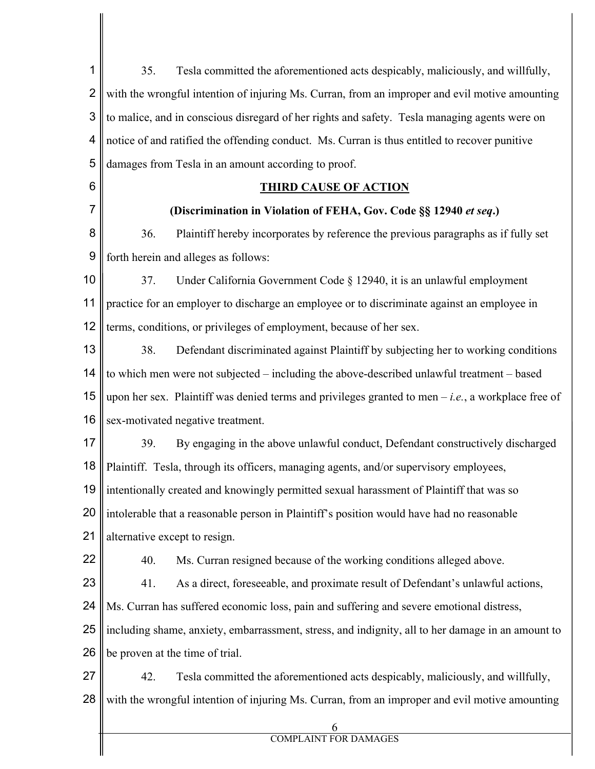35. Tesla committed the aforementioned acts despicably, maliciously, and willfully, with the wrongful intention of injuring Ms. Curran, from an improper and evil motive amounting to malice, and in conscious disregard of her rights and safety. Tesla managing agents were on notice of and ratified the offending conduct. Ms. Curran is thus entitled to recover punitive damages from Tesla in an amount according to proof.

**THIRD CAUSE OF ACTION**

**(Discrimination in Violation of FEHA, Gov. Code §§ 12940 *et seq*.)**

36. Plaintiff hereby incorporates by reference the previous paragraphs as if fully set forth herein and alleges as follows:

37. Under California Government Code § 12940, it is an unlawful employment practice for an employer to discharge an employee or to discriminate against an employee in terms, conditions, or privileges of employment, because of her sex.

38. Defendant discriminated against Plaintiff by subjecting her to working conditions to which men were not subjected – including the above-described unlawful treatment – based upon her sex. Plaintiff was denied terms and privileges granted to men – *i.e.*, a workplace free of sex-motivated negative treatment.

39. By engaging in the above unlawful conduct, Defendant constructively discharged Plaintiff. Tesla, through its officers, managing agents, and/or supervisory employees, intentionally created and knowingly permitted sexual harassment of Plaintiff that was so intolerable that a reasonable person in Plaintiff's position would have had no reasonable alternative except to resign.

40. Ms. Curran resigned because of the working conditions alleged above.

41. As a direct, foreseeable, and proximate result of Defendant's unlawful actions, Ms. Curran has suffered economic loss, pain and suffering and severe emotional distress, including shame, anxiety, embarrassment, stress, and indignity, all to her damage in an amount to be proven at the time of trial.

42. Tesla committed the aforementioned acts despicably, maliciously, and willfully, with the wrongful intention of injuring Ms. Curran, from an improper and evil motive amounting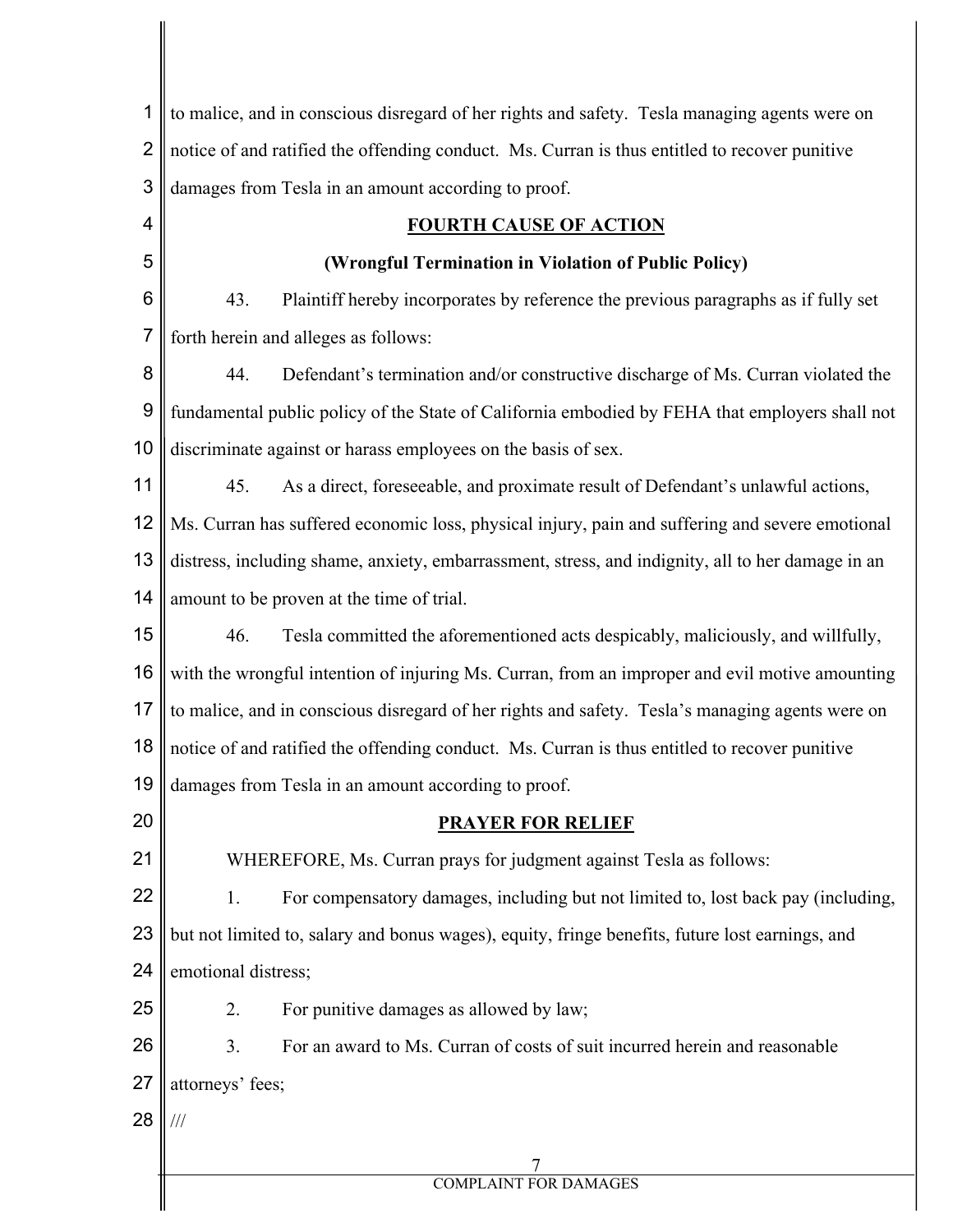to malice, and in conscious disregard of her rights and safety. Tesla managing agents were on notice of and ratified the offending conduct. Ms. Curran is thus entitled to recover punitive damages from Tesla in an amount according to proof.

## FOURTH CAUSE OF ACTION

### (Wrongful Termination in Violation of Public Policy)

43. Plaintiff hereby incorporates by reference the previous paragraphs as if fully set forth herein and alleges as follows:

44. Defendant's termination and/or constructive discharge of Ms. Curran violated the fundamental public policy of the State of California embodied by FEHA that employers shall not discriminate against or harass employees on the basis of sex.

45. As a direct, foreseeable, and proximate result of Defendant's unlawful actions, Ms. Curran has suffered economic loss, physical injury, pain and suffering and severe emotional distress, including shame, anxiety, embarrassment, stress, and indignity, all to her damage in an amount to be proven at the time of trial.

46. Tesla committed the aforementioned acts despicably, maliciously, and willfully, with the wrongful intention of injuring Ms. Curran, from an improper and evil motive amounting to malice, and in conscious disregard of her rights and safety. Tesla's managing agents were on notice of and ratified the offending conduct. Ms. Curran is thus entitled to recover punitive damages from Tesla in an amount according to proof.

## PRAYER FOR RELIEF

WHEREFORE, Ms. Curran prays for judgment against Tesla as follows:

1. For compensatory damages, including but not limited to, lost back pay (including, but not limited to, salary and bonus wages), equity, fringe benefits, future lost earnings, and emotional distress;

2. For punitive damages as allowed by law;

3. For an award to Ms. Curran of costs of suit incurred herein and reasonable attorneys' fees;

///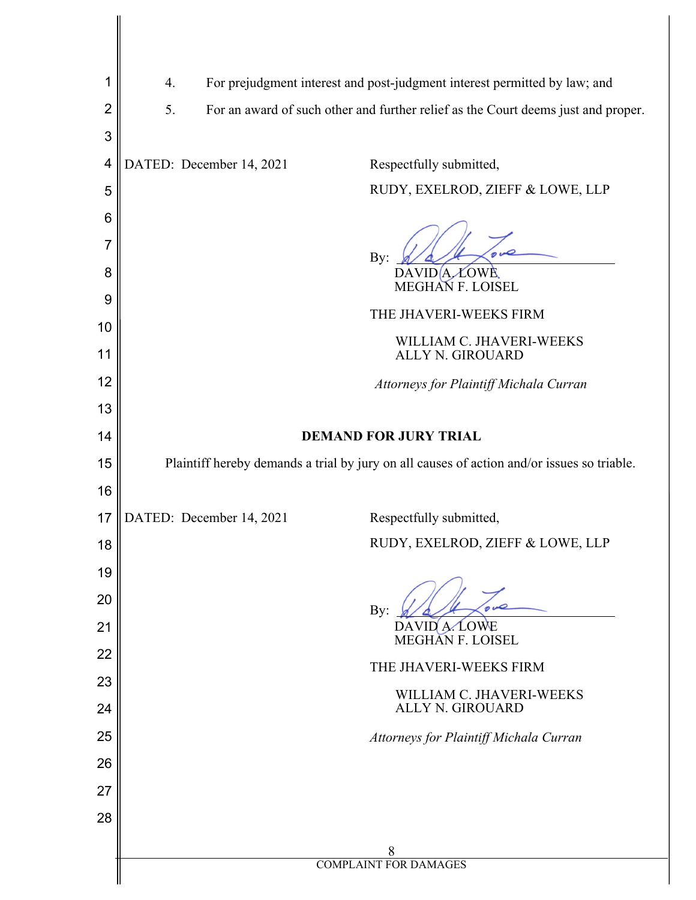4. For prejudgment interest and post-judgment interest permitted by law; and

5. For an award of such other and further relief as the Court deems just and proper.

DATED: December 14, 2021

Respectfully submitted,

RUDY, EXELROD, ZIEFF & LOWE, LLP

By: ______________________
DAVID A. LOWE
MEGHAN F. LOISEL

THE JHAVERI-WEEKS FIRM

WILLIAM C. JHAVERI-WEEKS
ALLY N. GIROUARD

*Attorneys for Plaintiff Michala Curran*

**DEMAND FOR JURY TRIAL**

Plaintiff hereby demands a trial by jury on all causes of action and/or issues so triable.

DATED: December 14, 2021

Respectfully submitted,

RUDY, EXELROD, ZIEFF & LOWE, LLP

By: ______________________
DAVID A. LOWE
MEGHAN F. LOISEL

THE JHAVERI-WEEKS FIRM

WILLIAM C. JHAVERI-WEEKS
ALLY N. GIROUARD

*Attorneys for Plaintiff Michala Curran*